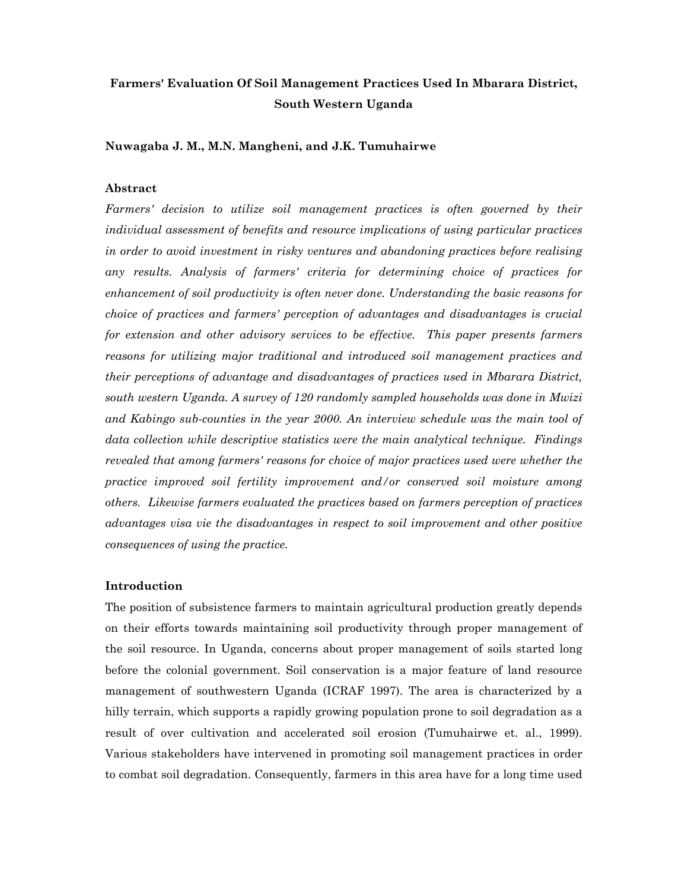# Farmers' Evaluation Of Soil Management Practices Used In Mbarara District, South Western Uganda

**Nuwagaba J. M., M.N. Mangheni, and J.K. Tumuhairwe**

## Abstract

*Farmers' decision to utilize soil management practices is often governed by their individual assessment of benefits and resource implications of using particular practices in order to avoid investment in risky ventures and abandoning practices before realising any results. Analysis of farmers' criteria for determining choice of practices for enhancement of soil productivity is often never done. Understanding the basic reasons for choice of practices and farmers' perception of advantages and disadvantages is crucial for extension and other advisory services to be effective. This paper presents farmers reasons for utilizing major traditional and introduced soil management practices and their perceptions of advantage and disadvantages of practices used in Mbarara District, south western Uganda. A survey of 120 randomly sampled households was done in Mwizi and Kabingo sub-counties in the year 2000. An interview schedule was the main tool of data collection while descriptive statistics were the main analytical technique. Findings revealed that among farmers' reasons for choice of major practices used were whether the practice improved soil fertility improvement and/or conserved soil moisture among others. Likewise farmers evaluated the practices based on farmers perception of practices advantages visa vie the disadvantages in respect to soil improvement and other positive consequences of using the practice.*

## Introduction

The position of subsistence farmers to maintain agricultural production greatly depends on their efforts towards maintaining soil productivity through proper management of the soil resource. In Uganda, concerns about proper management of soils started long before the colonial government. Soil conservation is a major feature of land resource management of southwestern Uganda (ICRAF 1997). The area is characterized by a hilly terrain, which supports a rapidly growing population prone to soil degradation as a result of over cultivation and accelerated soil erosion (Tumuhairwe et. al., 1999). Various stakeholders have intervened in promoting soil management practices in order to combat soil degradation. Consequently, farmers in this area have for a long time used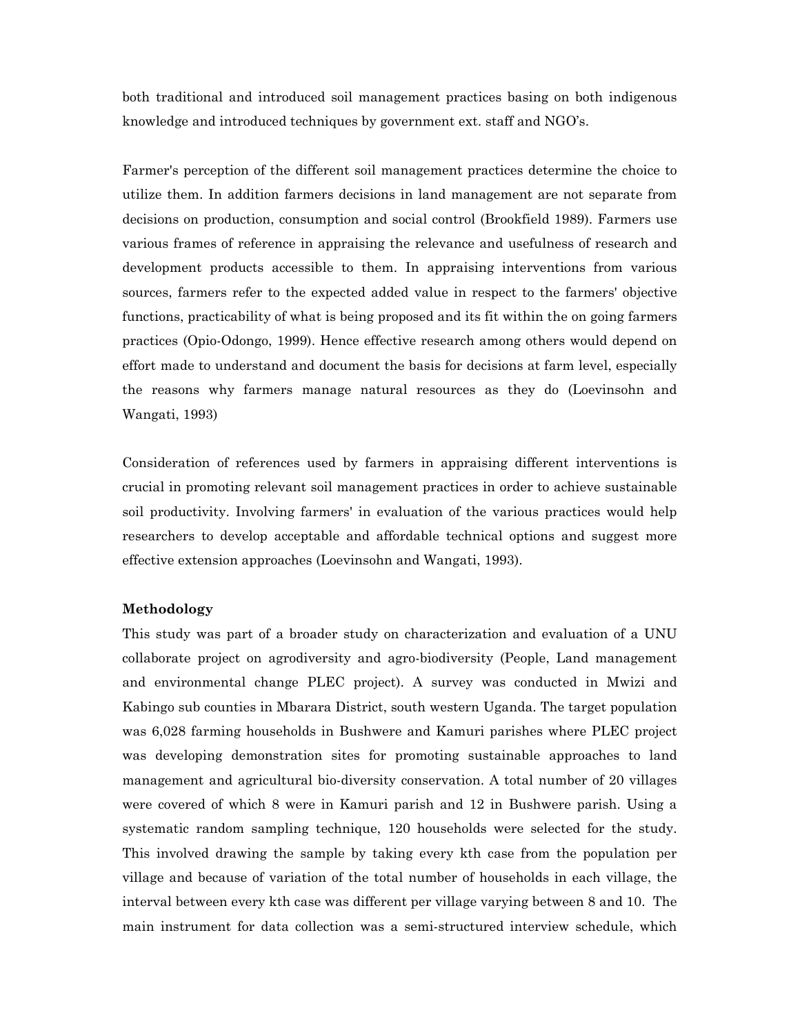both traditional and introduced soil management practices basing on both indigenous knowledge and introduced techniques by government ext. staff and NGO's.

Farmer's perception of the different soil management practices determine the choice to utilize them. In addition farmers decisions in land management are not separate from decisions on production, consumption and social control (Brookfield 1989). Farmers use various frames of reference in appraising the relevance and usefulness of research and development products accessible to them. In appraising interventions from various sources, farmers refer to the expected added value in respect to the farmers' objective functions, practicability of what is being proposed and its fit within the on going farmers practices (Opio-Odongo, 1999). Hence effective research among others would depend on effort made to understand and document the basis for decisions at farm level, especially the reasons why farmers manage natural resources as they do (Loevinsohn and Wangati, 1993)

Consideration of references used by farmers in appraising different interventions is crucial in promoting relevant soil management practices in order to achieve sustainable soil productivity. Involving farmers' in evaluation of the various practices would help researchers to develop acceptable and affordable technical options and suggest more effective extension approaches (Loevinsohn and Wangati, 1993).

**Methodology**

This study was part of a broader study on characterization and evaluation of a UNU collaborate project on agrodiversity and agro-biodiversity (People, Land management and environmental change PLEC project). A survey was conducted in Mwizi and Kabingo sub counties in Mbarara District, south western Uganda. The target population was 6,028 farming households in Bushwere and Kamuri parishes where PLEC project was developing demonstration sites for promoting sustainable approaches to land management and agricultural bio-diversity conservation. A total number of 20 villages were covered of which 8 were in Kamuri parish and 12 in Bushwere parish. Using a systematic random sampling technique, 120 households were selected for the study. This involved drawing the sample by taking every kth case from the population per village and because of variation of the total number of households in each village, the interval between every kth case was different per village varying between 8 and 10. The main instrument for data collection was a semi-structured interview schedule, which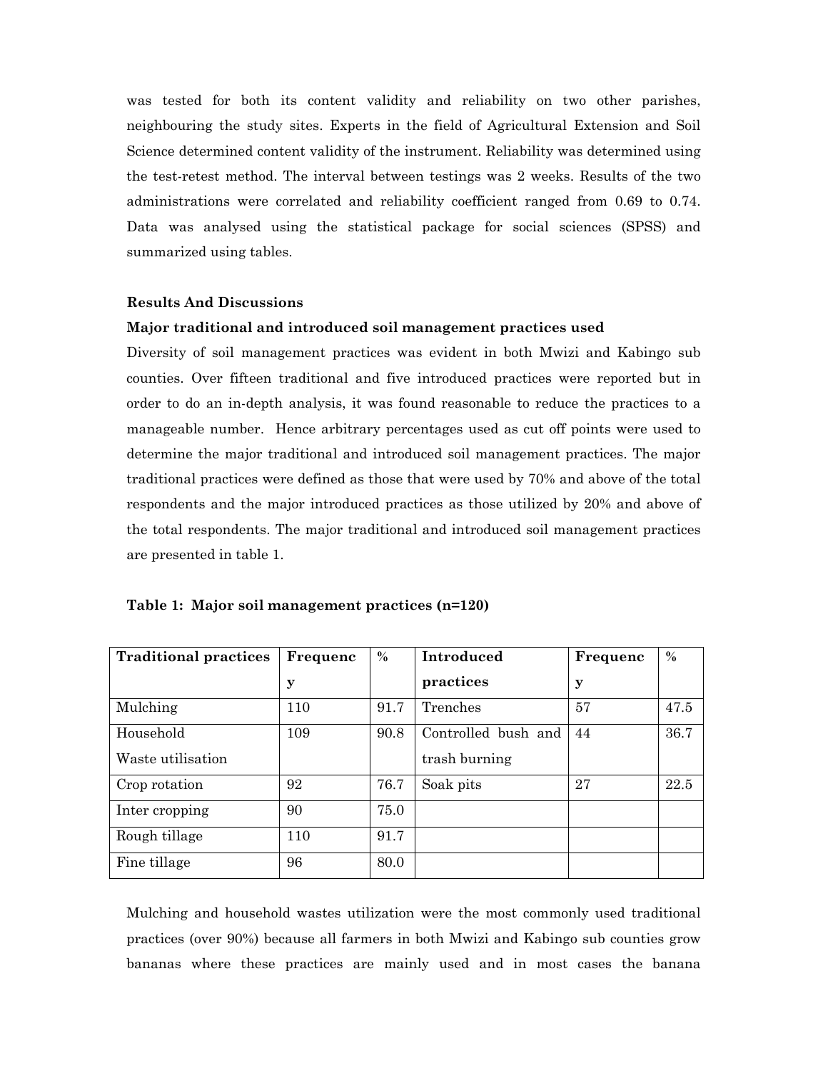was tested for both its content validity and reliability on two other parishes, neighbouring the study sites. Experts in the field of Agricultural Extension and Soil Science determined content validity of the instrument. Reliability was determined using the test-retest method. The interval between testings was 2 weeks. Results of the two administrations were correlated and reliability coefficient ranged from 0.69 to 0.74. Data was analysed using the statistical package for social sciences (SPSS) and summarized using tables.

## Results And Discussions

### Major traditional and introduced soil management practices used

Diversity of soil management practices was evident in both Mwizi and Kabingo sub counties. Over fifteen traditional and five introduced practices were reported but in order to do an in-depth analysis, it was found reasonable to reduce the practices to a manageable number. Hence arbitrary percentages used as cut off points were used to determine the major traditional and introduced soil management practices. The major traditional practices were defined as those that were used by 70% and above of the total respondents and the major introduced practices as those utilized by 20% and above of the total respondents. The major traditional and introduced soil management practices are presented in table 1.

**Table 1: Major soil management practices (n=120)**

| Traditional practices | Frequency | % | Introduced practices | Frequency | % |
|---|---|---|---|---|---|
| Mulching | 110 | 91.7 | Trenches | 57 | 47.5 |
| Household Waste utilisation | 109 | 90.8 | Controlled bush and trash burning | 44 | 36.7 |
| Crop rotation | 92 | 76.7 | Soak pits | 27 | 22.5 |
| Inter cropping | 90 | 75.0 | | | |
| Rough tillage | 110 | 91.7 | | | |
| Fine tillage | 96 | 80.0 | | | |

Mulching and household wastes utilization were the most commonly used traditional practices (over 90%) because all farmers in both Mwizi and Kabingo sub counties grow bananas where these practices are mainly used and in most cases the banana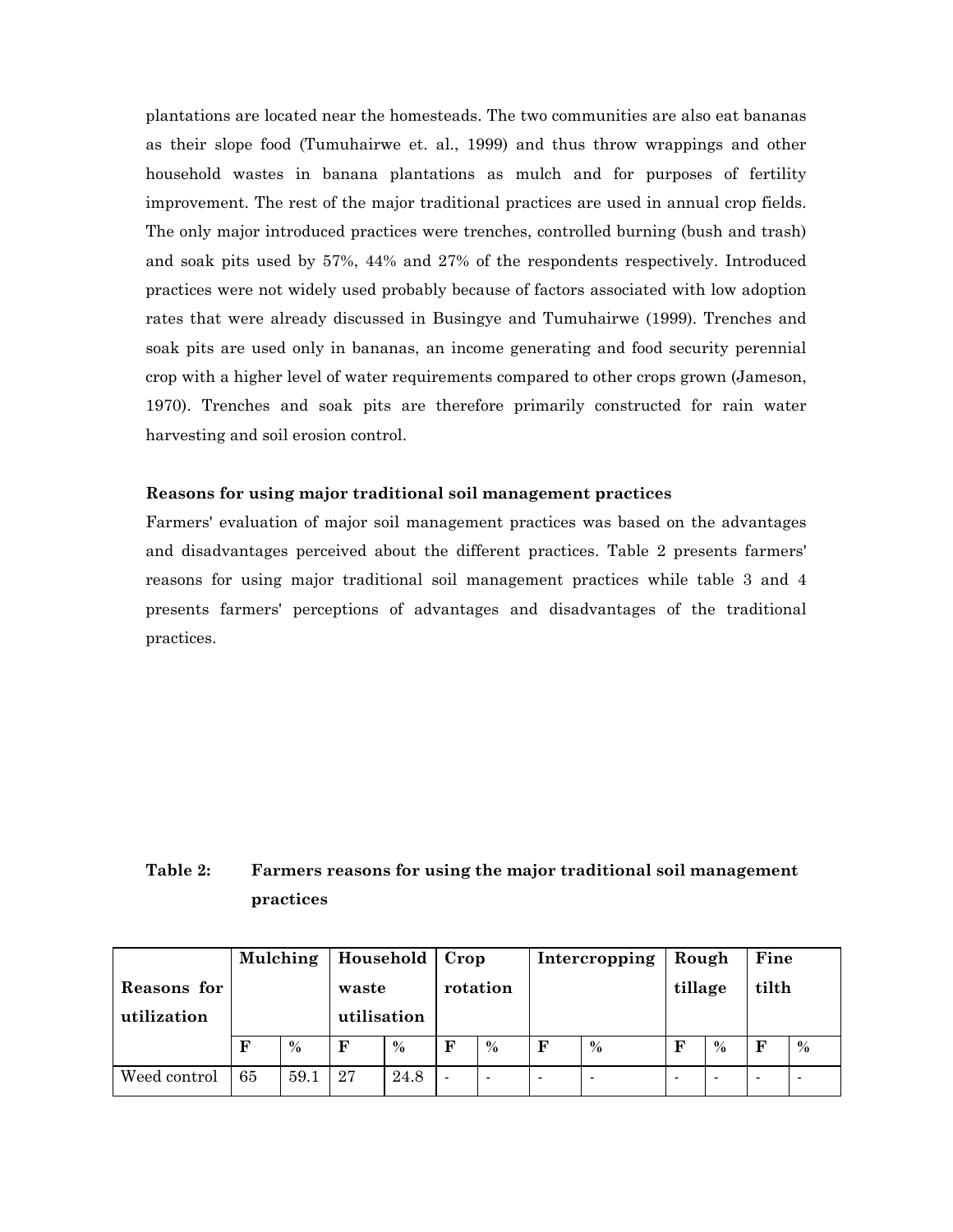plantations are located near the homesteads. The two communities are also eat bananas as their slope food (Tumuhairwe et. al., 1999) and thus throw wrappings and other household wastes in banana plantations as mulch and for purposes of fertility improvement. The rest of the major traditional practices are used in annual crop fields. The only major introduced practices were trenches, controlled burning (bush and trash) and soak pits used by 57%, 44% and 27% of the respondents respectively. Introduced practices were not widely used probably because of factors associated with low adoption rates that were already discussed in Busingye and Tumuhairwe (1999). Trenches and soak pits are used only in bananas, an income generating and food security perennial crop with a higher level of water requirements compared to other crops grown (Jameson, 1970). Trenches and soak pits are therefore primarily constructed for rain water harvesting and soil erosion control.

### Reasons for using major traditional soil management practices

Farmers' evaluation of major soil management practices was based on the advantages and disadvantages perceived about the different practices. Table 2 presents farmers' reasons for using major traditional soil management practices while table 3 and 4 presents farmers' perceptions of advantages and disadvantages of the traditional practices.

**Table 2: Farmers reasons for using the major traditional soil management practices**

| Reasons for utilization | Mulching | | Household waste utilisation | | Crop rotation | | Intercropping | | Rough tillage | | Fine tilth | |
|---|---|---|---|---|---|---|---|---|---|---|---|---|
| | F | % | F | % | F | % | F | % | F | % | F | % |
| Weed control | 65 | 59.1 | 27 | 24.8 | - | - | - | - | - | - | - | - |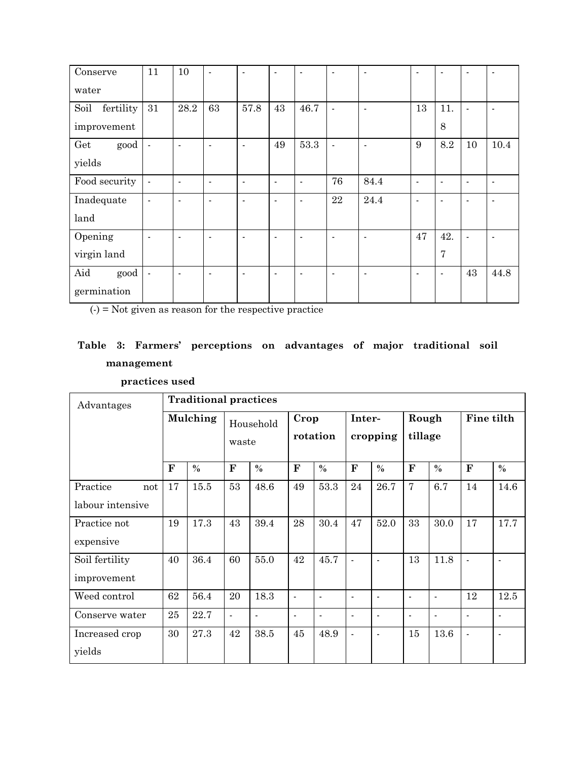| Conserve water | 11 | 10 | - | - | - | - | - | - | - | - | - | - |
|---|---|---|---|---|---|---|---|---|---|---|---|---|
| Soil fertility improvement | 31 | 28.2 | 63 | 57.8 | 43 | 46.7 | - | - | 13 | 11.8 | - | - |
| Get good yields | - | - | - | - | 49 | 53.3 | - | - | 9 | 8.2 | 10 | 10.4 |
| Food security | - | - | - | - | - | - | 76 | 84.4 | - | - | - | - |
| Inadequate land | - | - | - | - | - | - | 22 | 24.4 | - | - | - | - |
| Opening virgin land | - | - | - | - | - | - | - | - | 47 | 42.7 | - | - |
| Aid good germination | - | - | - | - | - | - | - | - | - | - | 43 | 44.8 |

(-) = Not given as reason for the respective practice

**Table 3: Farmers' perceptions on advantages of major traditional soil management practices used**

| Advantages | **Traditional practices** | | | | | | | | | | | |
|---|---|---|---|---|---|---|---|---|---|---|---|---|
| | **Mulching** | | Household waste | | **Crop rotation** | | **Inter-cropping** | | **Rough tillage** | | **Fine tilth** | |
| | **F** | **%** | **F** | **%** | **F** | **%** | **F** | **%** | **F** | **%** | **F** | **%** |
| Practice not labour intensive | 17 | 15.5 | 53 | 48.6 | 49 | 53.3 | 24 | 26.7 | 7 | 6.7 | 14 | 14.6 |
| Practice not expensive | 19 | 17.3 | 43 | 39.4 | 28 | 30.4 | 47 | 52.0 | 33 | 30.0 | 17 | 17.7 |
| Soil fertility improvement | 40 | 36.4 | 60 | 55.0 | 42 | 45.7 | - | - | 13 | 11.8 | - | - |
| Weed control | 62 | 56.4 | 20 | 18.3 | - | - | - | - | - | - | 12 | 12.5 |
| Conserve water | 25 | 22.7 | - | - | - | - | - | - | - | - | - | - |
| Increased crop yields | 30 | 27.3 | 42 | 38.5 | 45 | 48.9 | - | - | 15 | 13.6 | - | - |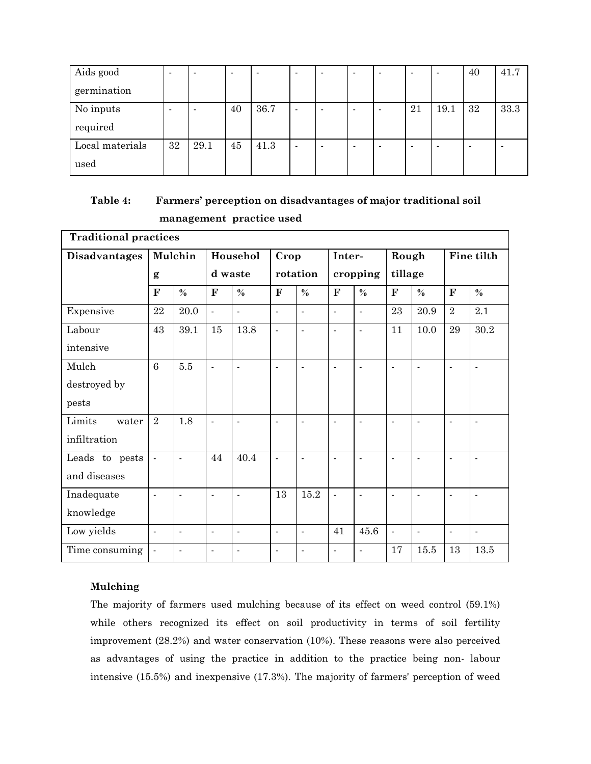| Aids good germination | - | - | - | - | - | - | - | - | - | - | 40 | 41.7 |
|---|---|---|---|---|---|---|---|---|---|---|---|---|
| No inputs required | - | - | 40 | 36.7 | - | - | - | - | 21 | 19.1 | 32 | 33.3 |
| Local materials used | 32 | 29.1 | 45 | 41.3 | - | - | - | - | - | - | - | - |

**Table 4: Farmers' perception on disadvantages of major traditional soil management practice used**

| Traditional practices | | | | | | | | | | | | |
|---|---|---|---|---|---|---|---|---|---|---|---|---|
| **Disadvantages** | **Mulching** | | **Household waste** | | **Crop rotation** | | **Inter-cropping** | | **Rough tillage** | | **Fine tilth** | |
| | **F** | **%** | **F** | **%** | **F** | **%** | **F** | **%** | **F** | **%** | **F** | **%** |
| Expensive | 22 | 20.0 | - | - | - | - | - | - | 23 | 20.9 | 2 | 2.1 |
| Labour intensive | 43 | 39.1 | 15 | 13.8 | - | - | - | - | 11 | 10.0 | 29 | 30.2 |
| Mulch destroyed by pests | 6 | 5.5 | - | - | - | - | - | - | - | - | - | - |
| Limits water infiltration | 2 | 1.8 | - | - | - | - | - | - | - | - | - | - |
| Leads to pests and diseases | - | - | 44 | 40.4 | - | - | - | - | - | - | - | - |
| Inadequate knowledge | - | - | - | - | 13 | 15.2 | - | - | - | - | - | - |
| Low yields | - | - | - | - | - | - | 41 | 45.6 | - | - | - | - |
| Time consuming | - | - | - | - | - | - | - | - | 17 | 15.5 | 13 | 13.5 |

**Mulching**

The majority of farmers used mulching because of its effect on weed control (59.1%) while others recognized its effect on soil productivity in terms of soil fertility improvement (28.2%) and water conservation (10%). These reasons were also perceived as advantages of using the practice in addition to the practice being non- labour intensive (15.5%) and inexpensive (17.3%). The majority of farmers' perception of weed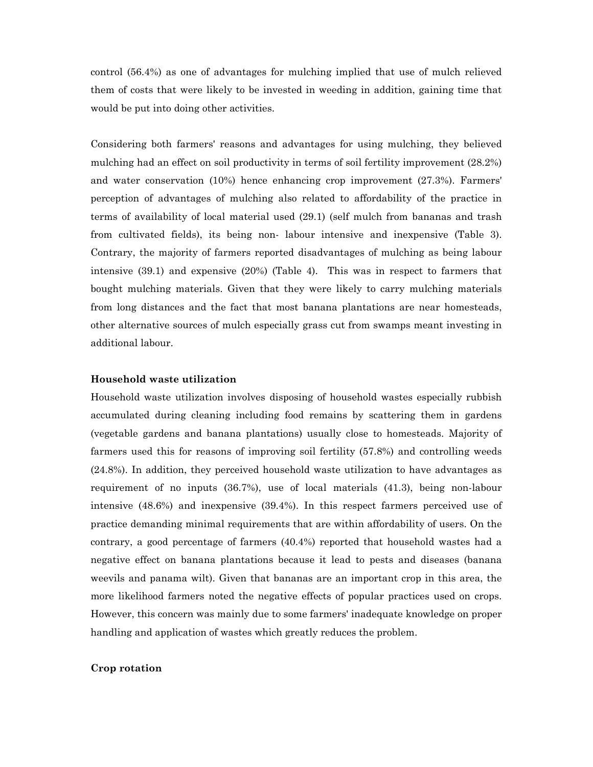control (56.4%) as one of advantages for mulching implied that use of mulch relieved them of costs that were likely to be invested in weeding in addition, gaining time that would be put into doing other activities.

Considering both farmers' reasons and advantages for using mulching, they believed mulching had an effect on soil productivity in terms of soil fertility improvement (28.2%) and water conservation (10%) hence enhancing crop improvement (27.3%). Farmers' perception of advantages of mulching also related to affordability of the practice in terms of availability of local material used (29.1) (self mulch from bananas and trash from cultivated fields), its being non- labour intensive and inexpensive (Table 3). Contrary, the majority of farmers reported disadvantages of mulching as being labour intensive (39.1) and expensive (20%) (Table 4). This was in respect to farmers that bought mulching materials. Given that they were likely to carry mulching materials from long distances and the fact that most banana plantations are near homesteads, other alternative sources of mulch especially grass cut from swamps meant investing in additional labour.

### Household waste utilization

Household waste utilization involves disposing of household wastes especially rubbish accumulated during cleaning including food remains by scattering them in gardens (vegetable gardens and banana plantations) usually close to homesteads. Majority of farmers used this for reasons of improving soil fertility (57.8%) and controlling weeds (24.8%). In addition, they perceived household waste utilization to have advantages as requirement of no inputs (36.7%), use of local materials (41.3), being non-labour intensive (48.6%) and inexpensive (39.4%). In this respect farmers perceived use of practice demanding minimal requirements that are within affordability of users. On the contrary, a good percentage of farmers (40.4%) reported that household wastes had a negative effect on banana plantations because it lead to pests and diseases (banana weevils and panama wilt). Given that bananas are an important crop in this area, the more likelihood farmers noted the negative effects of popular practices used on crops. However, this concern was mainly due to some farmers' inadequate knowledge on proper handling and application of wastes which greatly reduces the problem.

### Crop rotation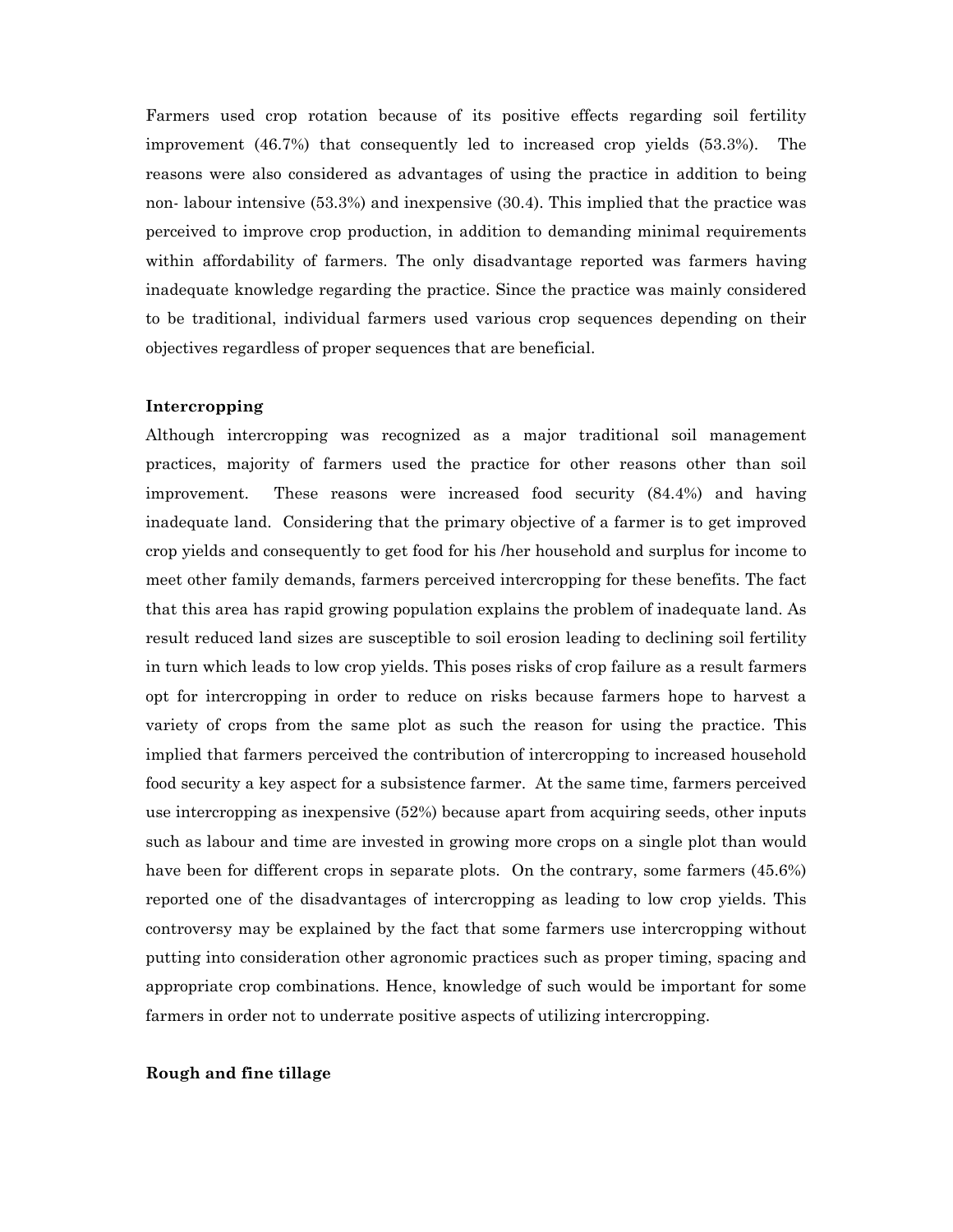Farmers used crop rotation because of its positive effects regarding soil fertility improvement (46.7%) that consequently led to increased crop yields (53.3%). The reasons were also considered as advantages of using the practice in addition to being non- labour intensive (53.3%) and inexpensive (30.4). This implied that the practice was perceived to improve crop production, in addition to demanding minimal requirements within affordability of farmers. The only disadvantage reported was farmers having inadequate knowledge regarding the practice. Since the practice was mainly considered to be traditional, individual farmers used various crop sequences depending on their objectives regardless of proper sequences that are beneficial.

**Intercropping**

Although intercropping was recognized as a major traditional soil management practices, majority of farmers used the practice for other reasons other than soil improvement. These reasons were increased food security (84.4%) and having inadequate land. Considering that the primary objective of a farmer is to get improved crop yields and consequently to get food for his /her household and surplus for income to meet other family demands, farmers perceived intercropping for these benefits. The fact that this area has rapid growing population explains the problem of inadequate land. As result reduced land sizes are susceptible to soil erosion leading to declining soil fertility in turn which leads to low crop yields. This poses risks of crop failure as a result farmers opt for intercropping in order to reduce on risks because farmers hope to harvest a variety of crops from the same plot as such the reason for using the practice. This implied that farmers perceived the contribution of intercropping to increased household food security a key aspect for a subsistence farmer. At the same time, farmers perceived use intercropping as inexpensive (52%) because apart from acquiring seeds, other inputs such as labour and time are invested in growing more crops on a single plot than would have been for different crops in separate plots. On the contrary, some farmers (45.6%) reported one of the disadvantages of intercropping as leading to low crop yields. This controversy may be explained by the fact that some farmers use intercropping without putting into consideration other agronomic practices such as proper timing, spacing and appropriate crop combinations. Hence, knowledge of such would be important for some farmers in order not to underrate positive aspects of utilizing intercropping.

**Rough and fine tillage**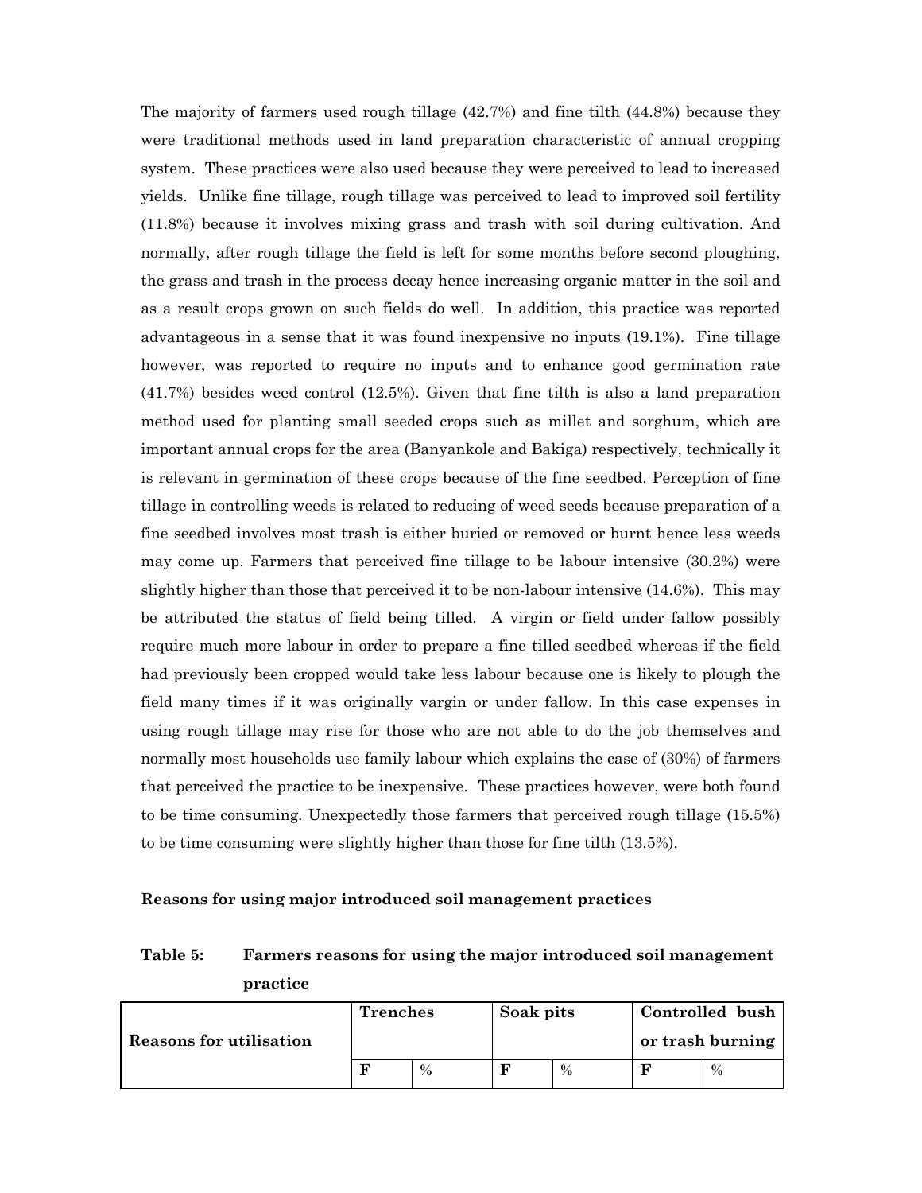The majority of farmers used rough tillage (42.7%) and fine tilth (44.8%) because they were traditional methods used in land preparation characteristic of annual cropping system. These practices were also used because they were perceived to lead to increased yields. Unlike fine tillage, rough tillage was perceived to lead to improved soil fertility (11.8%) because it involves mixing grass and trash with soil during cultivation. And normally, after rough tillage the field is left for some months before second ploughing, the grass and trash in the process decay hence increasing organic matter in the soil and as a result crops grown on such fields do well. In addition, this practice was reported advantageous in a sense that it was found inexpensive no inputs (19.1%). Fine tillage however, was reported to require no inputs and to enhance good germination rate (41.7%) besides weed control (12.5%). Given that fine tilth is also a land preparation method used for planting small seeded crops such as millet and sorghum, which are important annual crops for the area (Banyankole and Bakiga) respectively, technically it is relevant in germination of these crops because of the fine seedbed. Perception of fine tillage in controlling weeds is related to reducing of weed seeds because preparation of a fine seedbed involves most trash is either buried or removed or burnt hence less weeds may come up. Farmers that perceived fine tillage to be labour intensive (30.2%) were slightly higher than those that perceived it to be non-labour intensive (14.6%). This may be attributed the status of field being tilled. A virgin or field under fallow possibly require much more labour in order to prepare a fine tilled seedbed whereas if the field had previously been cropped would take less labour because one is likely to plough the field many times if it was originally vargin or under fallow. In this case expenses in using rough tillage may rise for those who are not able to do the job themselves and normally most households use family labour which explains the case of (30%) of farmers that perceived the practice to be inexpensive. These practices however, were both found to be time consuming. Unexpectedly those farmers that perceived rough tillage (15.5%) to be time consuming were slightly higher than those for fine tilth (13.5%).

**Reasons for using major introduced soil management practices**

**Table 5: Farmers reasons for using the major introduced soil management practice**

| Reasons for utilisation | Trenches | | Soak pits | | Controlled bush or trash burning | |
|---|---|---|---|---|---|---|
| | F | % | F | % | F | % |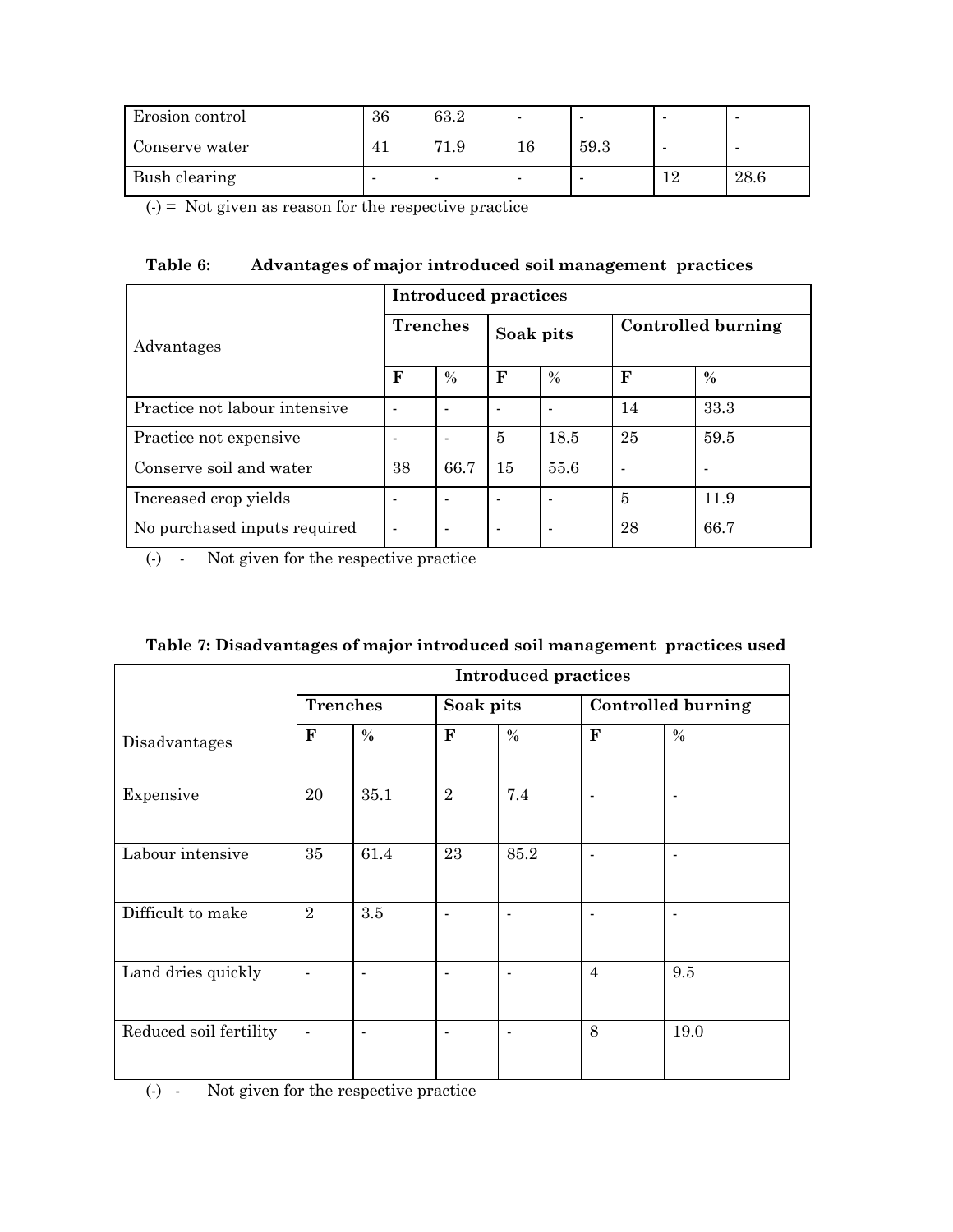| Erosion control | 36 | 63.2 | - | - | - | - |
| --- | --- | --- | --- | --- | --- | --- |
| Conserve water | 41 | 71.9 | 16 | 59.3 | - | - |
| Bush clearing | - | - | - | - | 12 | 28.6 |

(-) = Not given as reason for the respective practice

**Table 6: Advantages of major introduced soil management practices**

| Advantages | Introduced practices | | | | | |
| --- | --- | --- | --- | --- | --- | --- |
| | Trenches | | Soak pits | | Controlled burning | |
| | F | % | F | % | F | % |
| Practice not labour intensive | - | - | - | - | 14 | 33.3 |
| Practice not expensive | - | - | 5 | 18.5 | 25 | 59.5 |
| Conserve soil and water | 38 | 66.7 | 15 | 55.6 | - | - |
| Increased crop yields | - | - | - | - | 5 | 11.9 |
| No purchased inputs required | - | - | - | - | 28 | 66.7 |

(-) - Not given for the respective practice

**Table 7: Disadvantages of major introduced soil management practices used**

| Disadvantages | Introduced practices | | | | | |
| --- | --- | --- | --- | --- | --- | --- |
| | Trenches | | Soak pits | | Controlled burning | |
| | F | % | F | % | F | % |
| Expensive | 20 | 35.1 | 2 | 7.4 | - | - |
| Labour intensive | 35 | 61.4 | 23 | 85.2 | - | - |
| Difficult to make | 2 | 3.5 | - | - | - | - |
| Land dries quickly | - | - | - | - | 4 | 9.5 |
| Reduced soil fertility | - | - | - | - | 8 | 19.0 |

(-) - Not given for the respective practice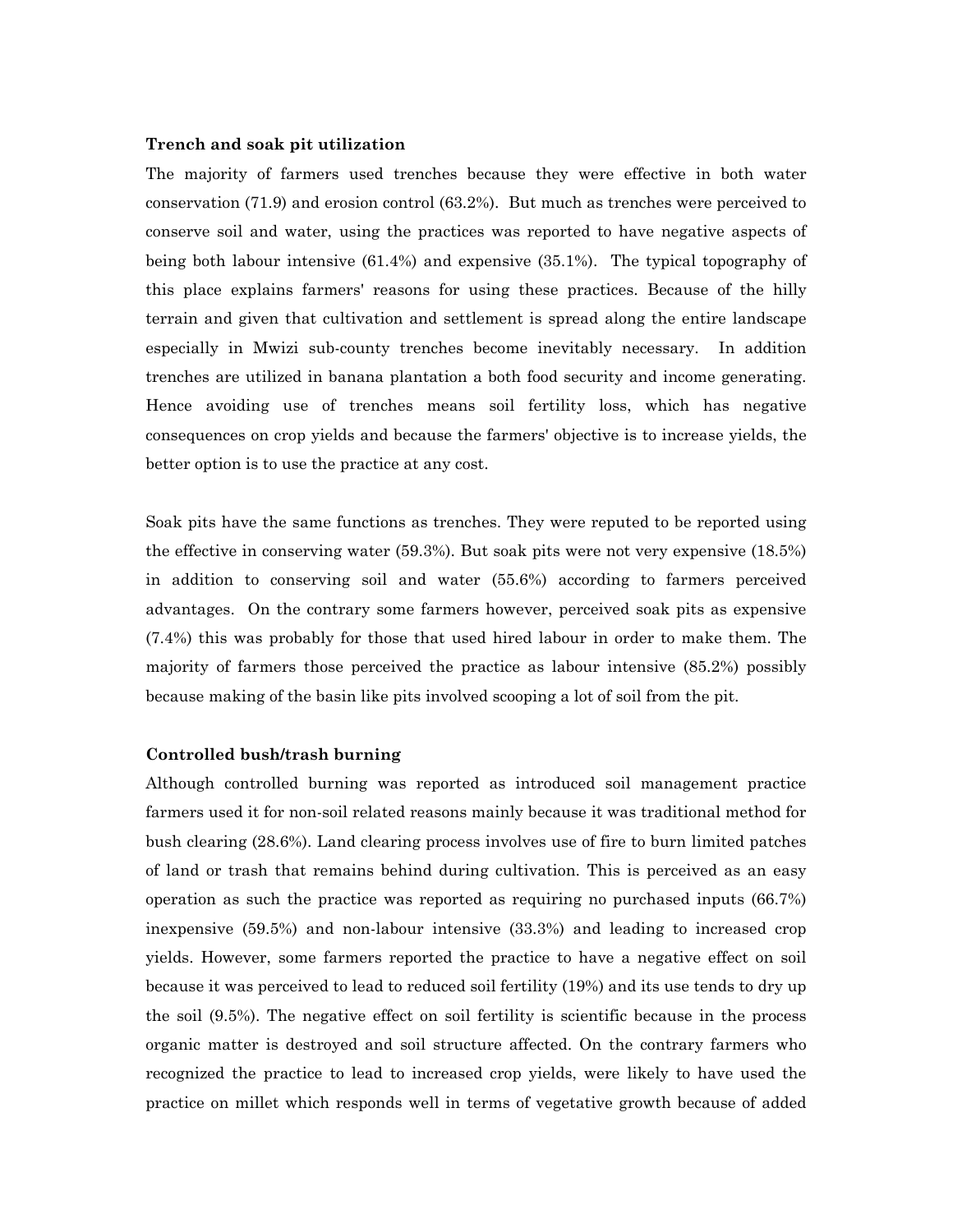**Trench and soak pit utilization**

The majority of farmers used trenches because they were effective in both water conservation (71.9) and erosion control (63.2%). But much as trenches were perceived to conserve soil and water, using the practices was reported to have negative aspects of being both labour intensive (61.4%) and expensive (35.1%). The typical topography of this place explains farmers' reasons for using these practices. Because of the hilly terrain and given that cultivation and settlement is spread along the entire landscape especially in Mwizi sub-county trenches become inevitably necessary. In addition trenches are utilized in banana plantation a both food security and income generating. Hence avoiding use of trenches means soil fertility loss, which has negative consequences on crop yields and because the farmers' objective is to increase yields, the better option is to use the practice at any cost.

Soak pits have the same functions as trenches. They were reputed to be reported using the effective in conserving water (59.3%). But soak pits were not very expensive (18.5%) in addition to conserving soil and water (55.6%) according to farmers perceived advantages. On the contrary some farmers however, perceived soak pits as expensive (7.4%) this was probably for those that used hired labour in order to make them. The majority of farmers those perceived the practice as labour intensive (85.2%) possibly because making of the basin like pits involved scooping a lot of soil from the pit.

**Controlled bush/trash burning**

Although controlled burning was reported as introduced soil management practice farmers used it for non-soil related reasons mainly because it was traditional method for bush clearing (28.6%). Land clearing process involves use of fire to burn limited patches of land or trash that remains behind during cultivation. This is perceived as an easy operation as such the practice was reported as requiring no purchased inputs (66.7%) inexpensive (59.5%) and non-labour intensive (33.3%) and leading to increased crop yields. However, some farmers reported the practice to have a negative effect on soil because it was perceived to lead to reduced soil fertility (19%) and its use tends to dry up the soil (9.5%). The negative effect on soil fertility is scientific because in the process organic matter is destroyed and soil structure affected. On the contrary farmers who recognized the practice to lead to increased crop yields, were likely to have used the practice on millet which responds well in terms of vegetative growth because of added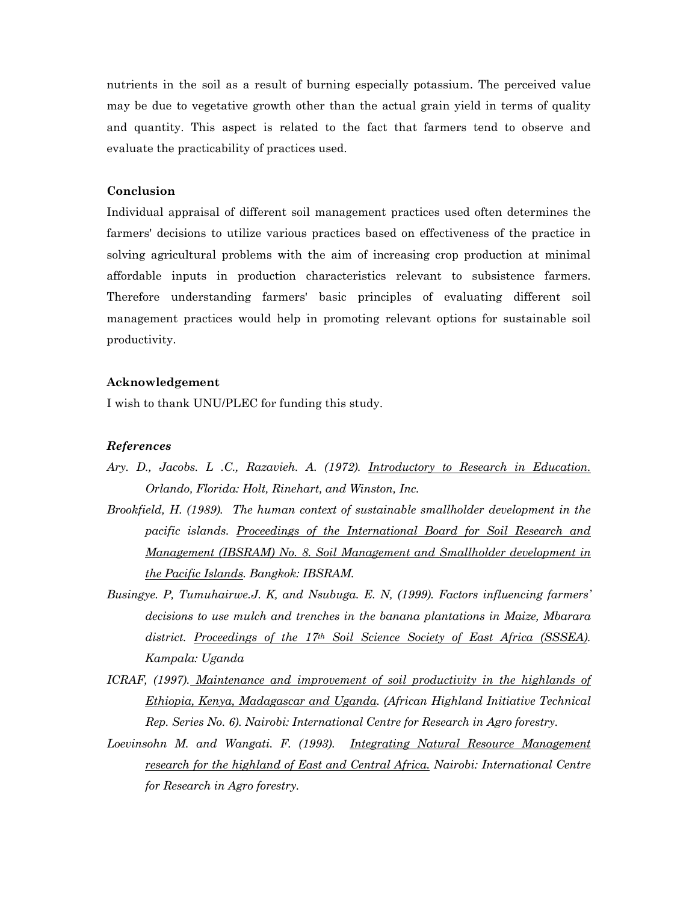nutrients in the soil as a result of burning especially potassium. The perceived value may be due to vegetative growth other than the actual grain yield in terms of quality and quantity. This aspect is related to the fact that farmers tend to observe and evaluate the practicability of practices used.

**Conclusion**

Individual appraisal of different soil management practices used often determines the farmers' decisions to utilize various practices based on effectiveness of the practice in solving agricultural problems with the aim of increasing crop production at minimal affordable inputs in production characteristics relevant to subsistence farmers. Therefore understanding farmers' basic principles of evaluating different soil management practices would help in promoting relevant options for sustainable soil productivity.

**Acknowledgement**

I wish to thank UNU/PLEC for funding this study.

***References***

*Ary. D., Jacobs. L .C., Razavieh. A. (1972). Introductory to Research in Education. Orlando, Florida: Holt, Rinehart, and Winston, Inc.*

*Brookfield, H. (1989). The human context of sustainable smallholder development in the pacific islands. Proceedings of the International Board for Soil Research and Management (IBSRAM) No. 8. Soil Management and Smallholder development in the Pacific Islands. Bangkok: IBSRAM.*

*Busingye. P, Tumuhairwe.J. K, and Nsubuga. E. N, (1999). Factors influencing farmers' decisions to use mulch and trenches in the banana plantations in Maize, Mbarara district. Proceedings of the 17th Soil Science Society of East Africa (SSSEA). Kampala: Uganda*

*ICRAF, (1997). Maintenance and improvement of soil productivity in the highlands of Ethiopia, Kenya, Madagascar and Uganda. (African Highland Initiative Technical Rep. Series No. 6). Nairobi: International Centre for Research in Agro forestry.*

*Loevinsohn M. and Wangati. F. (1993). Integrating Natural Resource Management research for the highland of East and Central Africa. Nairobi: International Centre for Research in Agro forestry.*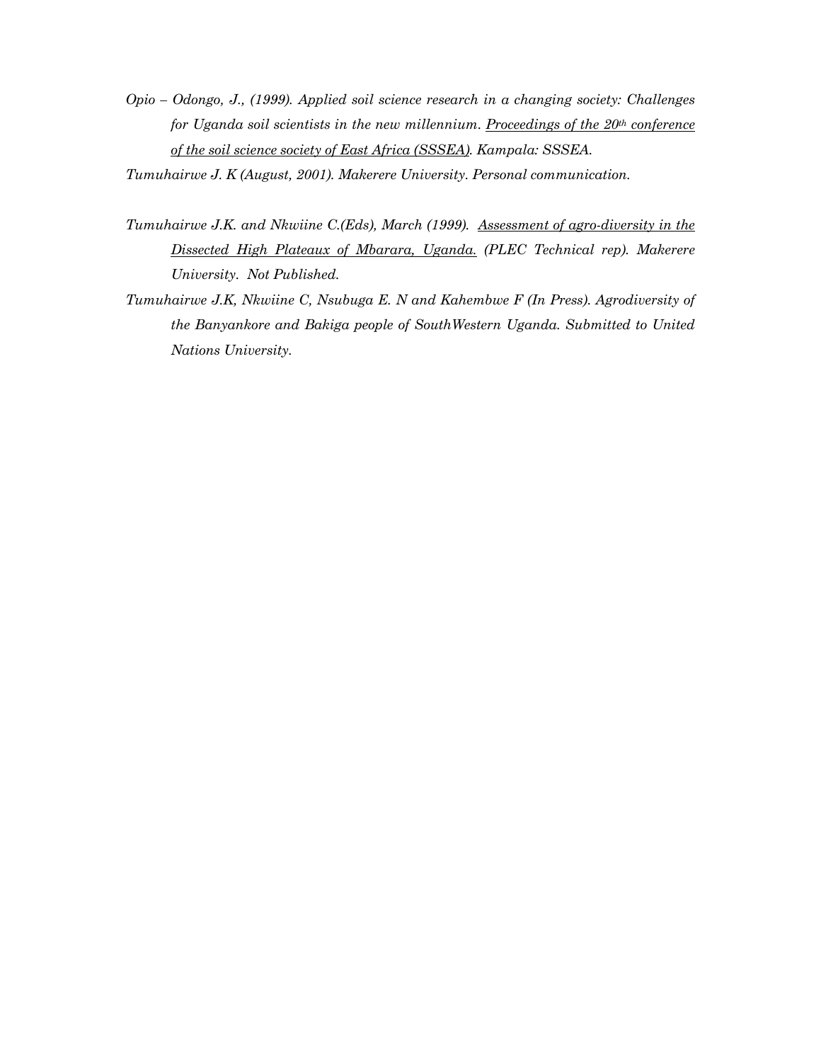*Opio – Odongo, J., (1999). Applied soil science research in a changing society: Challenges for Uganda soil scientists in the new millennium. Proceedings of the 20th conference of the soil science society of East Africa (SSSEA). Kampala: SSSEA.*

*Tumuhairwe J. K (August, 2001). Makerere University. Personal communication.*

*Tumuhairwe J.K. and Nkwiine C.(Eds), March (1999). Assessment of agro-diversity in the Dissected High Plateaux of Mbarara, Uganda. (PLEC Technical rep). Makerere University. Not Published.*

*Tumuhairwe J.K, Nkwiine C, Nsubuga E. N and Kahembwe F (In Press). Agrodiversity of the Banyankore and Bakiga people of SouthWestern Uganda. Submitted to United Nations University.*